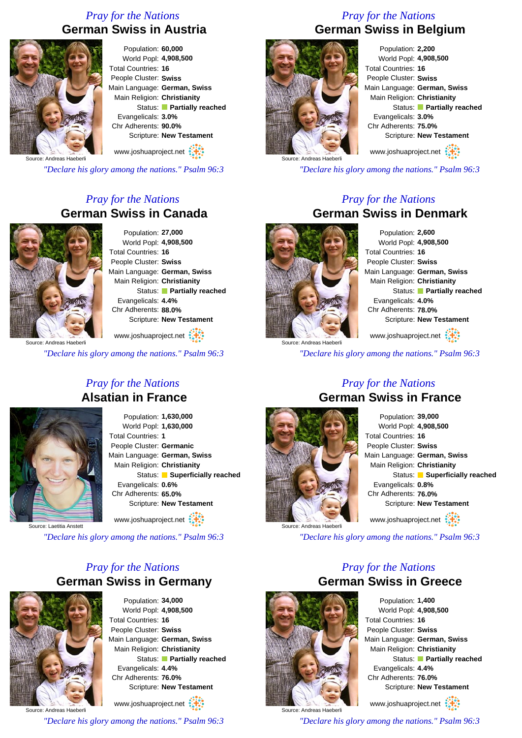## Pray for the Nations

# German Swiss in Austria

Source: Andreas Haeberli

Population: **60,000**
World Popl: **4,908,500**
Total Countries: **16**
People Cluster: **Swiss**
Main Language: **German, Swiss**
Main Religion: **Christianity**
Status: **Partially reached**
Evangelicals: **3.0%**
Chr Adherents: **90.0%**
Scripture: **New Testament**

www.joshuaproject.net

*"Declare his glory among the nations." Psalm 96:3*

## Pray for the Nations

# German Swiss in Belgium

Source: Andreas Haeberli

Population: **2,200**
World Popl: **4,908,500**
Total Countries: **16**
People Cluster: **Swiss**
Main Language: **German, Swiss**
Main Religion: **Christianity**
Status: **Partially reached**
Evangelicals: **3.0%**
Chr Adherents: **75.0%**
Scripture: **New Testament**

www.joshuaproject.net

*"Declare his glory among the nations." Psalm 96:3*

## Pray for the Nations

# German Swiss in Canada

Source: Andreas Haeberli

Population: **27,000**
World Popl: **4,908,500**
Total Countries: **16**
People Cluster: **Swiss**
Main Language: **German, Swiss**
Main Religion: **Christianity**
Status: **Partially reached**
Evangelicals: **4.4%**
Chr Adherents: **88.0%**
Scripture: **New Testament**

www.joshuaproject.net

*"Declare his glory among the nations." Psalm 96:3*

## Pray for the Nations

# German Swiss in Denmark

Source: Andreas Haeberli

Population: **2,600**
World Popl: **4,908,500**
Total Countries: **16**
People Cluster: **Swiss**
Main Language: **German, Swiss**
Main Religion: **Christianity**
Status: **Partially reached**
Evangelicals: **4.0%**
Chr Adherents: **78.0%**
Scripture: **New Testament**

www.joshuaproject.net

*"Declare his glory among the nations." Psalm 96:3*

## Pray for the Nations

# Alsatian in France

Source: Laetitia Anstett

Population: **1,630,000**
World Popl: **1,630,000**
Total Countries: **1**
People Cluster: **Germanic**
Main Language: **German, Swiss**
Main Religion: **Christianity**
Status: **Superficially reached**
Evangelicals: **0.6%**
Chr Adherents: **65.0%**
Scripture: **New Testament**

www.joshuaproject.net

*"Declare his glory among the nations." Psalm 96:3*

## Pray for the Nations

# German Swiss in France

Source: Andreas Haeberli

Population: **39,000**
World Popl: **4,908,500**
Total Countries: **16**
People Cluster: **Swiss**
Main Language: **German, Swiss**
Main Religion: **Christianity**
Status: **Superficially reached**
Evangelicals: **0.8%**
Chr Adherents: **76.0%**
Scripture: **New Testament**

www.joshuaproject.net

*"Declare his glory among the nations." Psalm 96:3*

## Pray for the Nations

# German Swiss in Germany

Source: Andreas Haeberli

Population: **34,000**
World Popl: **4,908,500**
Total Countries: **16**
People Cluster: **Swiss**
Main Language: **German, Swiss**
Main Religion: **Christianity**
Status: **Partially reached**
Evangelicals: **4.4%**
Chr Adherents: **76.0%**
Scripture: **New Testament**

www.joshuaproject.net

*"Declare his glory among the nations." Psalm 96:3*

## Pray for the Nations

# German Swiss in Greece

Source: Andreas Haeberli

Population: **1,400**
World Popl: **4,908,500**
Total Countries: **16**
People Cluster: **Swiss**
Main Language: **German, Swiss**
Main Religion: **Christianity**
Status: **Partially reached**
Evangelicals: **4.4%**
Chr Adherents: **76.0%**
Scripture: **New Testament**

www.joshuaproject.net

*"Declare his glory among the nations." Psalm 96:3*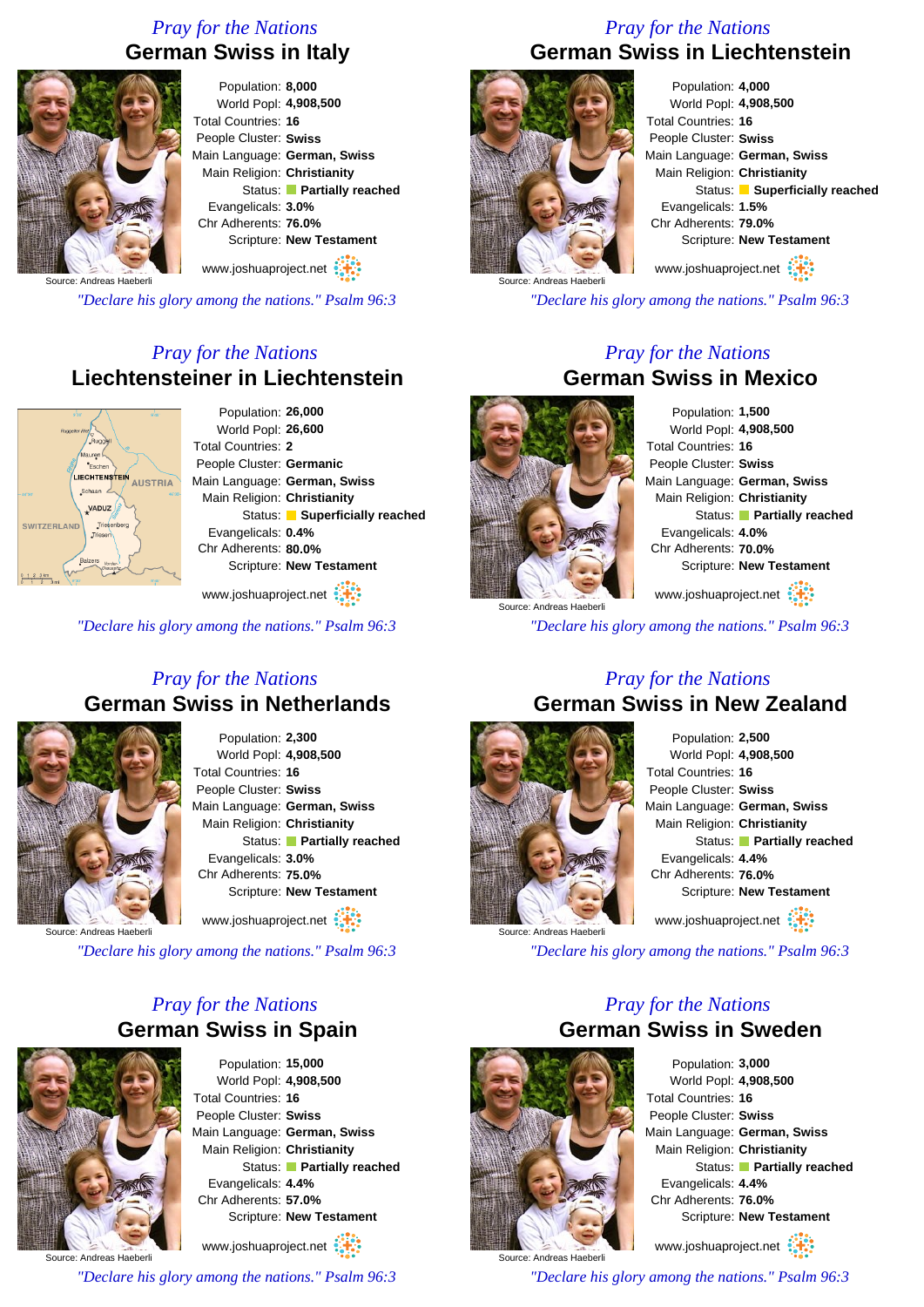*Pray for the Nations*

## German Swiss in Italy

Source: Andreas Haeberli

Population: **8,000**
World Popl: **4,908,500**
Total Countries: **16**
People Cluster: **Swiss**
Main Language: **German, Swiss**
Main Religion: **Christianity**
Status: **Partially reached**
Evangelicals: **3.0%**
Chr Adherents: **76.0%**
Scripture: **New Testament**

www.joshuaproject.net

*"Declare his glory among the nations." Psalm 96:3*

*Pray for the Nations*

## German Swiss in Liechtenstein

Source: Andreas Haeberli

Population: **4,000**
World Popl: **4,908,500**
Total Countries: **16**
People Cluster: **Swiss**
Main Language: **German, Swiss**
Main Religion: **Christianity**
Status: **Superficially reached**
Evangelicals: **1.5%**
Chr Adherents: **79.0%**
Scripture: **New Testament**

www.joshuaproject.net

*"Declare his glory among the nations." Psalm 96:3*

*Pray for the Nations*

## Liechtensteiner in Liechtenstein

Population: **26,000**
World Popl: **26,600**
Total Countries: **2**
People Cluster: **Germanic**
Main Language: **German, Swiss**
Main Religion: **Christianity**
Status: **Superficially reached**
Evangelicals: **0.4%**
Chr Adherents: **80.0%**
Scripture: **New Testament**

www.joshuaproject.net

*"Declare his glory among the nations." Psalm 96:3*

*Pray for the Nations*

## German Swiss in Mexico

Source: Andreas Haeberli

Population: **1,500**
World Popl: **4,908,500**
Total Countries: **16**
People Cluster: **Swiss**
Main Language: **German, Swiss**
Main Religion: **Christianity**
Status: **Partially reached**
Evangelicals: **4.0%**
Chr Adherents: **70.0%**
Scripture: **New Testament**

www.joshuaproject.net

*"Declare his glory among the nations." Psalm 96:3*

*Pray for the Nations*

## German Swiss in Netherlands

Source: Andreas Haeberli

Population: **2,300**
World Popl: **4,908,500**
Total Countries: **16**
People Cluster: **Swiss**
Main Language: **German, Swiss**
Main Religion: **Christianity**
Status: **Partially reached**
Evangelicals: **3.0%**
Chr Adherents: **75.0%**
Scripture: **New Testament**

www.joshuaproject.net

*"Declare his glory among the nations." Psalm 96:3*

*Pray for the Nations*

## German Swiss in New Zealand

Source: Andreas Haeberli

Population: **2,500**
World Popl: **4,908,500**
Total Countries: **16**
People Cluster: **Swiss**
Main Language: **German, Swiss**
Main Religion: **Christianity**
Status: **Partially reached**
Evangelicals: **4.4%**
Chr Adherents: **76.0%**
Scripture: **New Testament**

www.joshuaproject.net

*"Declare his glory among the nations." Psalm 96:3*

*Pray for the Nations*

## German Swiss in Spain

Source: Andreas Haeberli

Population: **15,000**
World Popl: **4,908,500**
Total Countries: **16**
People Cluster: **Swiss**
Main Language: **German, Swiss**
Main Religion: **Christianity**
Status: **Partially reached**
Evangelicals: **4.4%**
Chr Adherents: **57.0%**
Scripture: **New Testament**

www.joshuaproject.net

*"Declare his glory among the nations." Psalm 96:3*

*Pray for the Nations*

## German Swiss in Sweden

Source: Andreas Haeberli

Population: **3,000**
World Popl: **4,908,500**
Total Countries: **16**
People Cluster: **Swiss**
Main Language: **German, Swiss**
Main Religion: **Christianity**
Status: **Partially reached**
Evangelicals: **4.4%**
Chr Adherents: **76.0%**
Scripture: **New Testament**

www.joshuaproject.net

*"Declare his glory among the nations." Psalm 96:3*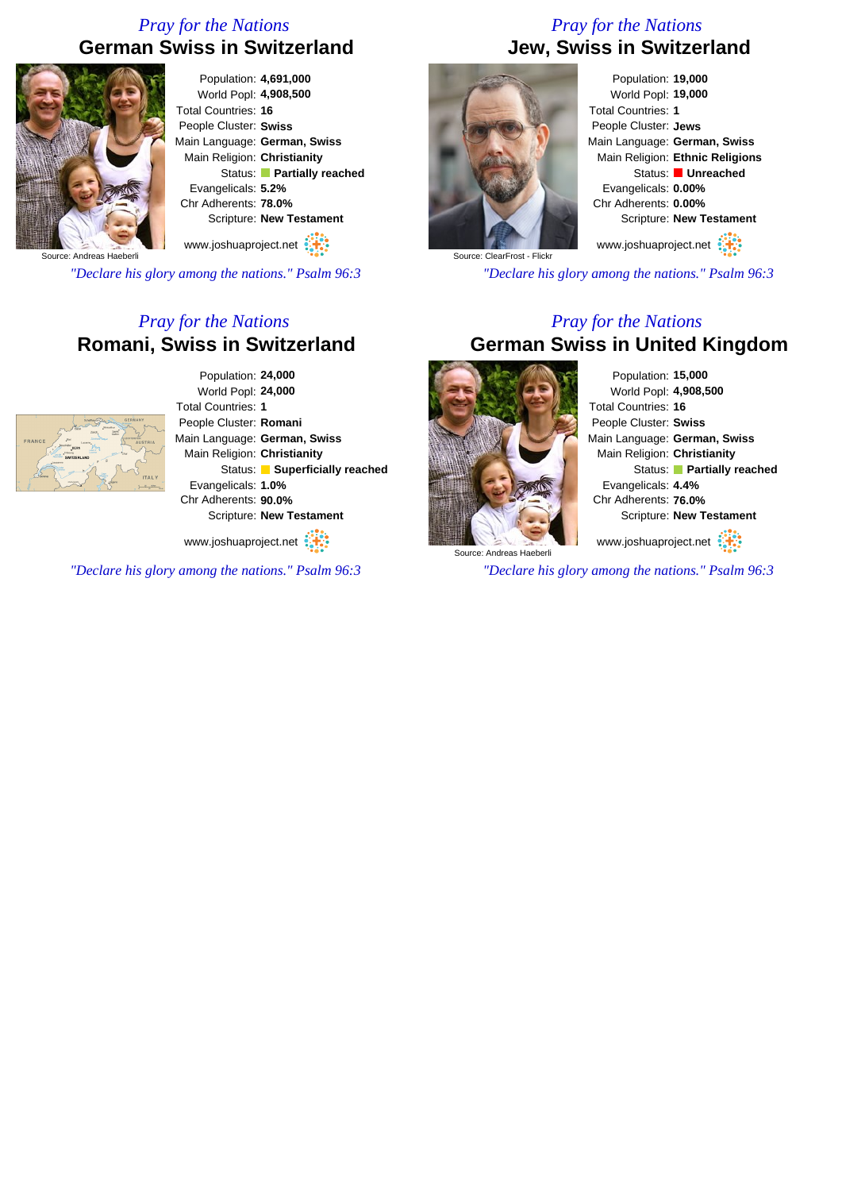*Pray for the Nations*

## German Swiss in Switzerland

Source: Andreas Haeberli

Population: **4,691,000**
World Popl: **4,908,500**
Total Countries: **16**
People Cluster: **Swiss**
Main Language: **German, Swiss**
Main Religion: **Christianity**
Status: **Partially reached**
Evangelicals: **5.2%**
Chr Adherents: **78.0%**
Scripture: **New Testament**

www.joshuaproject.net

*"Declare his glory among the nations." Psalm 96:3*

*Pray for the Nations*

## Jew, Swiss in Switzerland

Source: ClearFrost - Flickr

Population: **19,000**
World Popl: **19,000**
Total Countries: **1**
People Cluster: **Jews**
Main Language: **German, Swiss**
Main Religion: **Ethnic Religions**
Status: **Unreached**
Evangelicals: **0.00%**
Chr Adherents: **0.00%**
Scripture: **New Testament**

www.joshuaproject.net

*"Declare his glory among the nations." Psalm 96:3*

*Pray for the Nations*

## Romani, Swiss in Switzerland

Population: **24,000**
World Popl: **24,000**
Total Countries: **1**
People Cluster: **Romani**
Main Language: **German, Swiss**
Main Religion: **Christianity**
Status: **Superficially reached**
Evangelicals: **1.0%**
Chr Adherents: **90.0%**
Scripture: **New Testament**

www.joshuaproject.net

*"Declare his glory among the nations." Psalm 96:3*

*Pray for the Nations*

## German Swiss in United Kingdom

Source: Andreas Haeberli

Population: **15,000**
World Popl: **4,908,500**
Total Countries: **16**
People Cluster: **Swiss**
Main Language: **German, Swiss**
Main Religion: **Christianity**
Status: **Partially reached**
Evangelicals: **4.4%**
Chr Adherents: **76.0%**
Scripture: **New Testament**

www.joshuaproject.net

*"Declare his glory among the nations." Psalm 96:3*